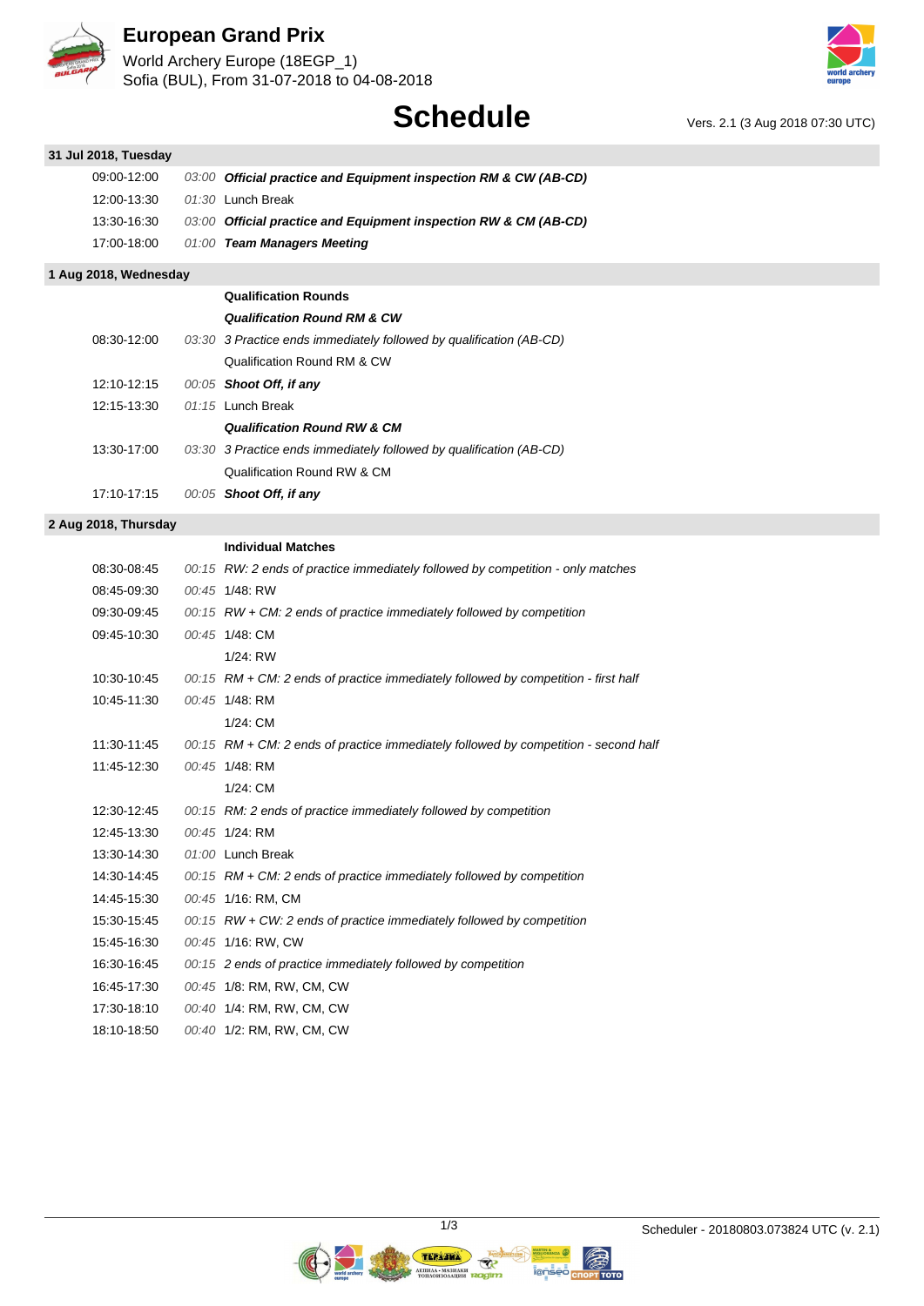# European Grand Prix

World Archery Europe (18EGP_1)
Sofia (BUL), From 31-07-2018 to 04-08-2018

## Schedule

Vers. 2.1 (3 Aug 2018 07:30 UTC)

### 31 Jul 2018, Tuesday

| Time | Duration | Event |
|---|---|---|
| 09:00-12:00 | *03:00* | ***Official practice and Equipment inspection RM & CW (AB-CD)*** |
| 12:00-13:30 | *01:30* | Lunch Break |
| 13:30-16:30 | *03:00* | ***Official practice and Equipment inspection RW & CM (AB-CD)*** |
| 17:00-18:00 | *01:00* | ***Team Managers Meeting*** |

### 1 Aug 2018, Wednesday

| Time | Duration | Event |
|---|---|---|
| | | **Qualification Rounds** |
| | | ***Qualification Round RM & CW*** |
| 08:30-12:00 | *03:30* | *3 Practice ends immediately followed by qualification (AB-CD)* |
| | | Qualification Round RM & CW |
| 12:10-12:15 | *00:05* | ***Shoot Off, if any*** |
| 12:15-13:30 | *01:15* | Lunch Break |
| | | ***Qualification Round RW & CM*** |
| 13:30-17:00 | *03:30* | *3 Practice ends immediately followed by qualification (AB-CD)* |
| | | Qualification Round RW & CM |
| 17:10-17:15 | *00:05* | ***Shoot Off, if any*** |

### 2 Aug 2018, Thursday

| Time | Duration | Event |
|---|---|---|
| | | **Individual Matches** |
| 08:30-08:45 | *00:15* | *RW: 2 ends of practice immediately followed by competition - only matches* |
| 08:45-09:30 | *00:45* | 1/48: RW |
| 09:30-09:45 | *00:15* | *RW + CM: 2 ends of practice immediately followed by competition* |
| 09:45-10:30 | *00:45* | 1/48: CM |
| | | 1/24: RW |
| 10:30-10:45 | *00:15* | *RM + CM: 2 ends of practice immediately followed by competition - first half* |
| 10:45-11:30 | *00:45* | 1/48: RM |
| | | 1/24: CM |
| 11:30-11:45 | *00:15* | *RM + CM: 2 ends of practice immediately followed by competition - second half* |
| 11:45-12:30 | *00:45* | 1/48: RM |
| | | 1/24: CM |
| 12:30-12:45 | *00:15* | *RM: 2 ends of practice immediately followed by competition* |
| 12:45-13:30 | *00:45* | 1/24: RM |
| 13:30-14:30 | *01:00* | Lunch Break |
| 14:30-14:45 | *00:15* | *RM + CM: 2 ends of practice immediately followed by competition* |
| 14:45-15:30 | *00:45* | 1/16: RM, CM |
| 15:30-15:45 | *00:15* | *RW + CW: 2 ends of practice immediately followed by competition* |
| 15:45-16:30 | *00:45* | 1/16: RW, CW |
| 16:30-16:45 | *00:15* | *2 ends of practice immediately followed by competition* |
| 16:45-17:30 | *00:45* | 1/8: RM, RW, CM, CW |
| 17:30-18:10 | *00:40* | 1/4: RM, RW, CM, CW |
| 18:10-18:50 | *00:40* | 1/2: RM, RW, CM, CW |

Scheduler - 20180803.073824 UTC (v. 2.1)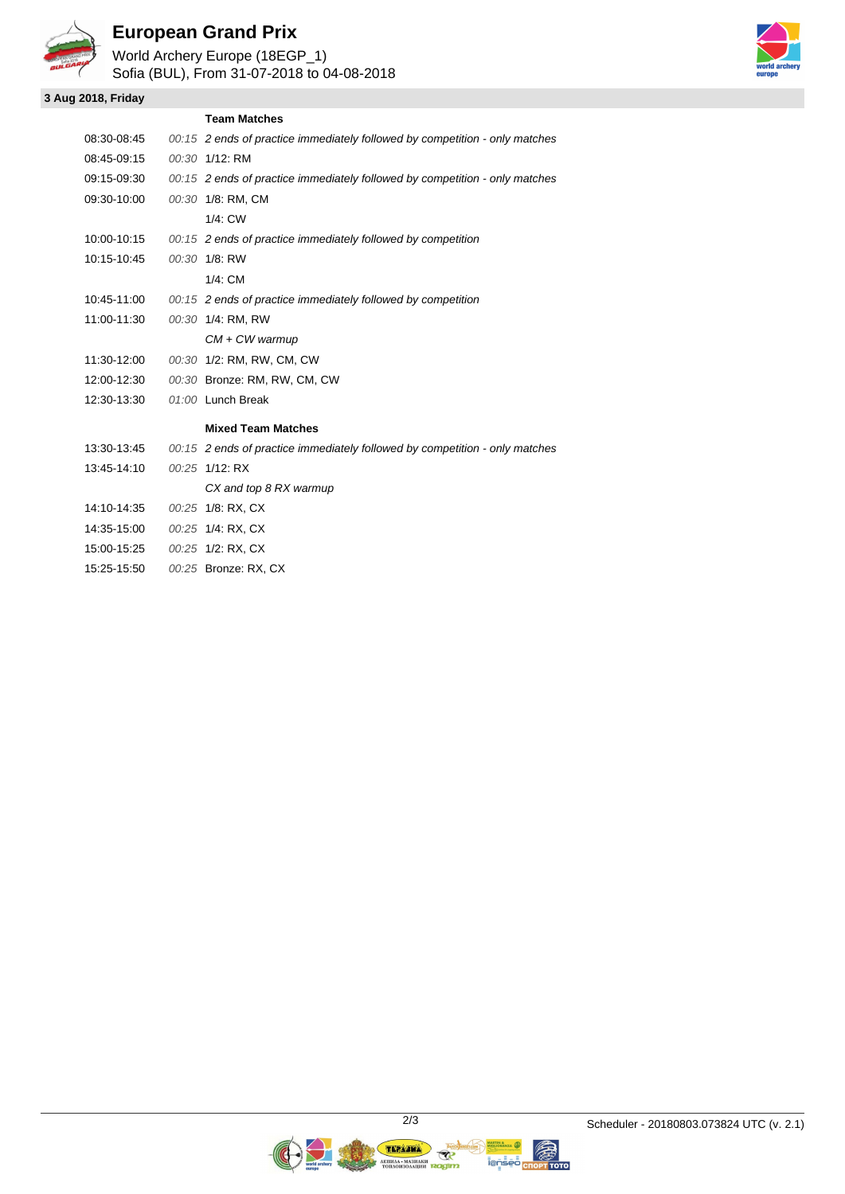# European Grand Prix

World Archery Europe (18EGP_1)
Sofia (BUL), From 31-07-2018 to 04-08-2018

**3 Aug 2018, Friday**

| Time | Duration | Event |
|---|---|---|
| | | **Team Matches** |
| 08:30-08:45 | *00:15* | *2 ends of practice immediately followed by competition - only matches* |
| 08:45-09:15 | *00:30* | 1/12: RM |
| 09:15-09:30 | *00:15* | *2 ends of practice immediately followed by competition - only matches* |
| 09:30-10:00 | *00:30* | 1/8: RM, CM |
| | | 1/4: CW |
| 10:00-10:15 | *00:15* | *2 ends of practice immediately followed by competition* |
| 10:15-10:45 | *00:30* | 1/8: RW |
| | | 1/4: CM |
| 10:45-11:00 | *00:15* | *2 ends of practice immediately followed by competition* |
| 11:00-11:30 | *00:30* | 1/4: RM, RW |
| | | *CM + CW warmup* |
| 11:30-12:00 | *00:30* | 1/2: RM, RW, CM, CW |
| 12:00-12:30 | *00:30* | Bronze: RM, RW, CM, CW |
| 12:30-13:30 | *01:00* | Lunch Break |
| | | **Mixed Team Matches** |
| 13:30-13:45 | *00:15* | *2 ends of practice immediately followed by competition - only matches* |
| 13:45-14:10 | *00:25* | 1/12: RX |
| | | *CX and top 8 RX warmup* |
| 14:10-14:35 | *00:25* | 1/8: RX, CX |
| 14:35-15:00 | *00:25* | 1/4: RX, CX |
| 15:00-15:25 | *00:25* | 1/2: RX, CX |
| 15:25-15:50 | *00:25* | Bronze: RX, CX |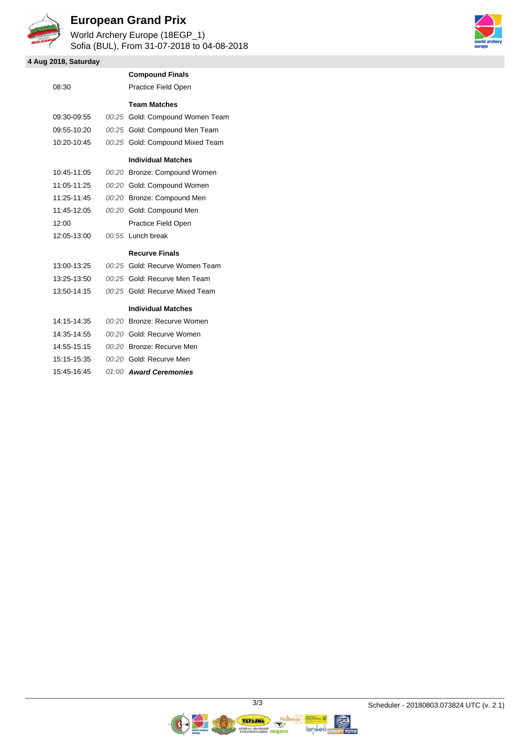# European Grand Prix

World Archery Europe (18EGP_1)
Sofia (BUL), From 31-07-2018 to 04-08-2018

## 4 Aug 2018, Saturday

| | | |
|---|---|---|
| | | **Compound Finals** |
| 08:30 | | Practice Field Open |
| | | **Team Matches** |
| 09:30-09:55 | *00:25* | Gold: Compound Women Team |
| 09:55-10:20 | *00:25* | Gold: Compound Men Team |
| 10:20-10:45 | *00:25* | Gold: Compound Mixed Team |
| | | **Individual Matches** |
| 10:45-11:05 | *00:20* | Bronze: Compound Women |
| 11:05-11:25 | *00:20* | Gold: Compound Women |
| 11:25-11:45 | *00:20* | Bronze: Compound Men |
| 11:45-12:05 | *00:20* | Gold: Compound Men |
| 12:00 | | Practice Field Open |
| 12:05-13:00 | *00:55* | Lunch break |
| | | **Recurve Finals** |
| 13:00-13:25 | *00:25* | Gold: Recurve Women Team |
| 13:25-13:50 | *00:25* | Gold: Recurve Men Team |
| 13:50-14:15 | *00:25* | Gold: Recurve Mixed Team |
| | | **Individual Matches** |
| 14:15-14:35 | *00:20* | Bronze: Recurve Women |
| 14:35-14:55 | *00:20* | Gold: Recurve Women |
| 14:55-15:15 | *00:20* | Bronze: Recurve Men |
| 15:15-15:35 | *00:20* | Gold: Recurve Men |
| 15:45-16:45 | *01:00* | ***Award Ceremonies*** |

Scheduler - 20180803.073824 UTC (v. 2.1)